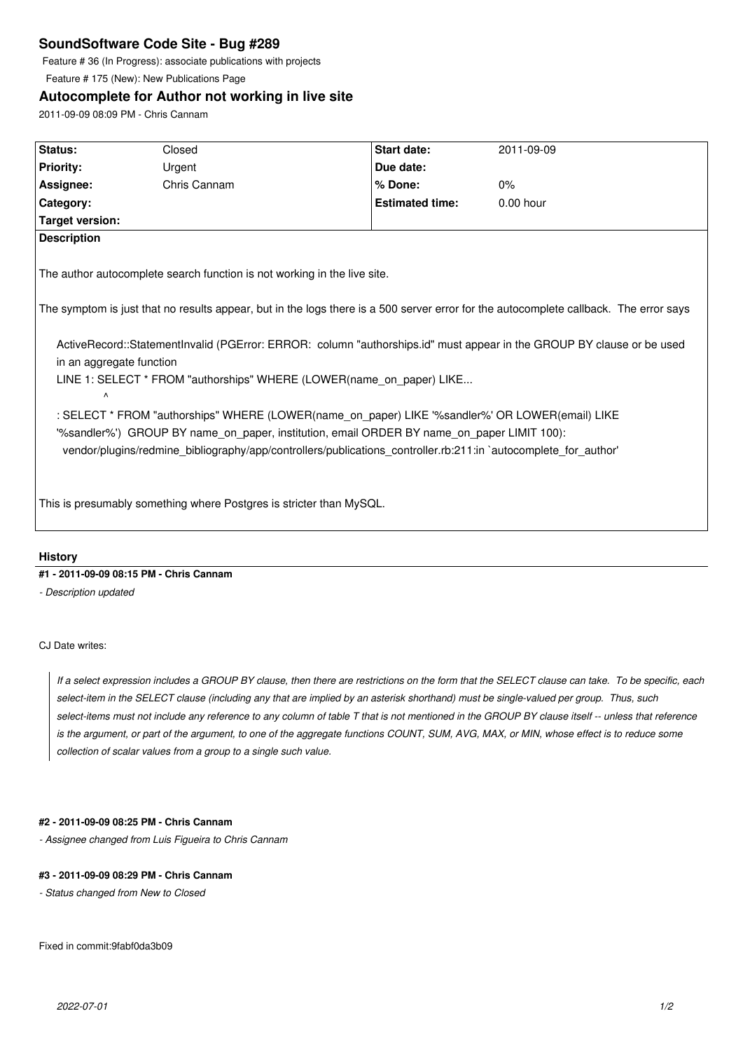# SoundSoftware Code Site - Bug #289

Feature # 36 (In Progress): associate publications with projects

Feature # 175 (New): New Publications Page

## Autocomplete for Author not working in live site

2011-09-09 08:09 PM - Chris Cannam

| Status: | Closed | Start date: | 2011-09-09 |
|---|---|---|---|
| Priority: | Urgent | Due date: | |
| Assignee: | Chris Cannam | % Done: | 0% |
| Category: | | Estimated time: | 0.00 hour |
| Target version: | | | |

**Description**

The author autocomplete search function is not working in the live site.

The symptom is just that no results appear, but in the logs there is a 500 server error for the autocomplete callback. The error says

```
ActiveRecord::StatementInvalid (PGError: ERROR:  column "authorships.id" must appear in the GROUP BY clause or be used
in an aggregate function
LINE 1: SELECT * FROM "authorships" WHERE (LOWER(name_on_paper) LIKE...
        ^
: SELECT * FROM "authorships" WHERE (LOWER(name_on_paper) LIKE '%sandler%' OR LOWER(email) LIKE
'%sandler%')  GROUP BY name_on_paper, institution, email ORDER BY name_on_paper LIMIT 100):
  vendor/plugins/redmine_bibliography/app/controllers/publications_controller.rb:211:in `autocomplete_for_author'
```

This is presumably something where Postgres is stricter than MySQL.

### History

**#1 - 2011-09-09 08:15 PM - Chris Cannam**

*- Description updated*

CJ Date writes:

> *If a select expression includes a GROUP BY clause, then there are restrictions on the form that the SELECT clause can take. To be specific, each select-item in the SELECT clause (including any that are implied by an asterisk shorthand) must be single-valued per group. Thus, such select-items must not include any reference to any column of table T that is not mentioned in the GROUP BY clause itself -- unless that reference is the argument, or part of the argument, to one of the aggregate functions COUNT, SUM, AVG, MAX, or MIN, whose effect is to reduce some collection of scalar values from a group to a single such value.*

**#2 - 2011-09-09 08:25 PM - Chris Cannam**

*- Assignee changed from Luis Figueira to Chris Cannam*

**#3 - 2011-09-09 08:29 PM - Chris Cannam**

*- Status changed from New to Closed*

Fixed in commit:9fabf0da3b09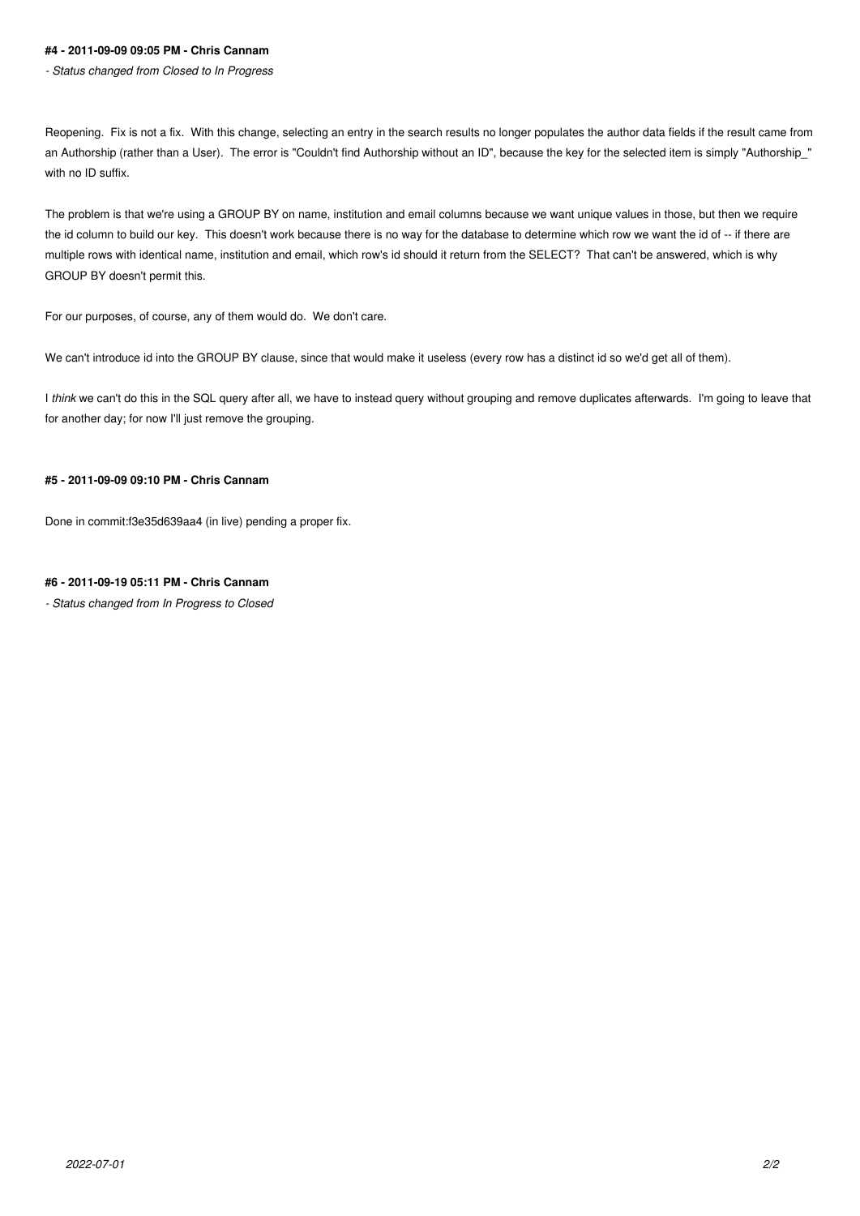**#4 - 2011-09-09 09:05 PM - Chris Cannam**

*- Status changed from Closed to In Progress*

Reopening. Fix is not a fix. With this change, selecting an entry in the search results no longer populates the author data fields if the result came from an Authorship (rather than a User). The error is "Couldn't find Authorship without an ID", because the key for the selected item is simply "Authorship_" with no ID suffix.

The problem is that we're using a GROUP BY on name, institution and email columns because we want unique values in those, but then we require the id column to build our key. This doesn't work because there is no way for the database to determine which row we want the id of -- if there are multiple rows with identical name, institution and email, which row's id should it return from the SELECT? That can't be answered, which is why GROUP BY doesn't permit this.

For our purposes, of course, any of them would do. We don't care.

We can't introduce id into the GROUP BY clause, since that would make it useless (every row has a distinct id so we'd get all of them).

I *think* we can't do this in the SQL query after all, we have to instead query without grouping and remove duplicates afterwards. I'm going to leave that for another day; for now I'll just remove the grouping.

**#5 - 2011-09-09 09:10 PM - Chris Cannam**

Done in commit:f3e35d639aa4 (in live) pending a proper fix.

**#6 - 2011-09-19 05:11 PM - Chris Cannam**

*- Status changed from In Progress to Closed*